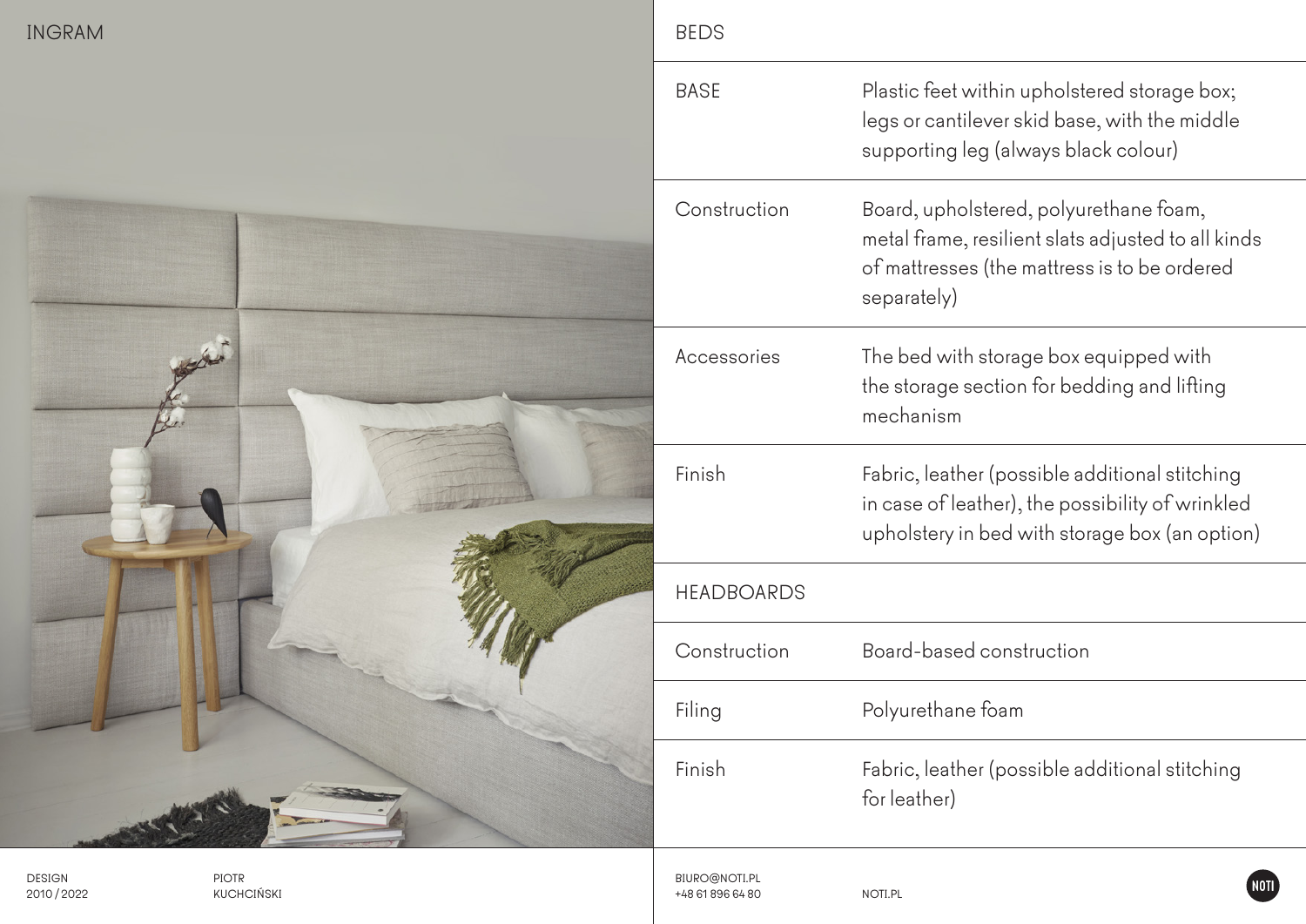# INGRAM

## BEDS

| | |
|---|---|
| BASE | Plastic feet within upholstered storage box; legs or cantilever skid base, with the middle supporting leg (always black colour) |
| Construction | Board, upholstered, polyurethane foam, metal frame, resilient slats adjusted to all kinds of mattresses (the mattress is to be ordered separately) |
| Accessories | The bed with storage box equipped with the storage section for bedding and lifting mechanism |
| Finish | Fabric, leather (possible additional stitching in case of leather), the possibility of wrinkled upholstery in bed with storage box (an option) |

## HEADBOARDS

| | |
|---|---|
| Construction | Board-based construction |
| Filing | Polyurethane foam |
| Finish | Fabric, leather (possible additional stitching for leather) |

DESIGN
2010 / 2022

PIOTR
KUCHCIŃSKI

BIURO@NOTI.PL
+48 61 896 64 80

NOTI.PL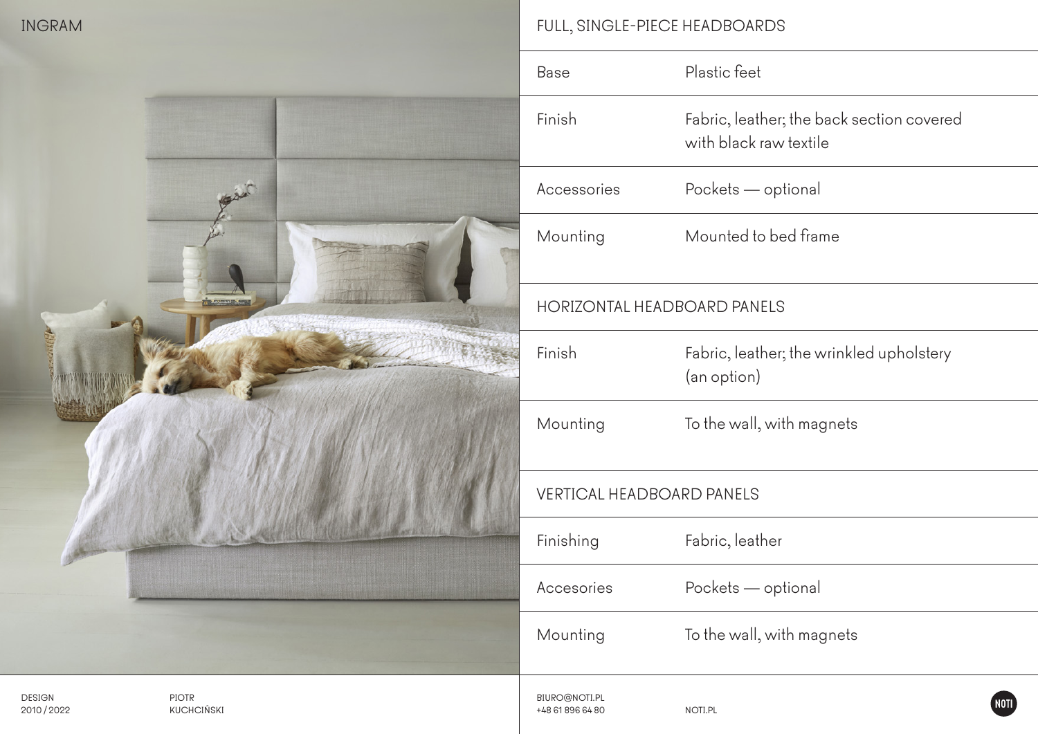# INGRAM

## FULL, SINGLE-PIECE HEADBOARDS

| | |
|---|---|
| Base | Plastic feet |
| Finish | Fabric, leather; the back section covered with black raw textile |
| Accessories | Pockets — optional |
| Mounting | Mounted to bed frame |

## HORIZONTAL HEADBOARD PANELS

| | |
|---|---|
| Finish | Fabric, leather; the wrinkled upholstery (an option) |
| Mounting | To the wall, with magnets |

## VERTICAL HEADBOARD PANELS

| | |
|---|---|
| Finishing | Fabric, leather |
| Accesories | Pockets — optional |
| Mounting | To the wall, with magnets |

DESIGN 2010 / 2022

PIOTR KUCHCIŃSKI

BIURO@NOTI.PL
+48 61 896 64 80

NOTI.PL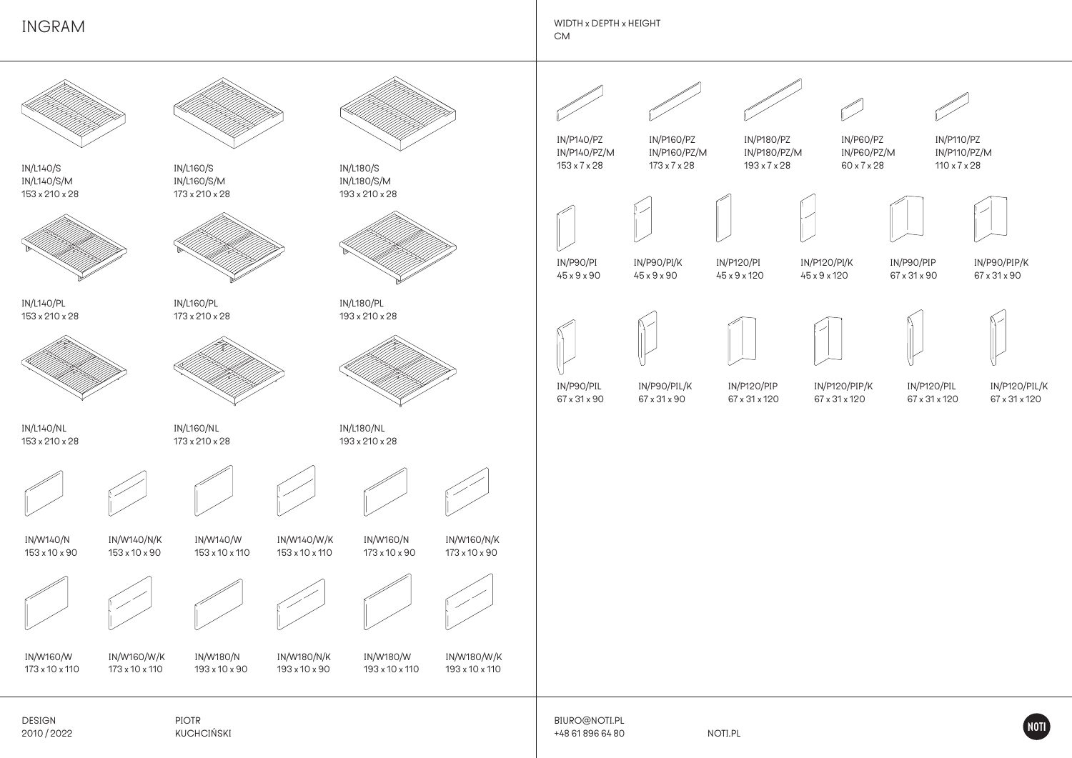# INGRAM

WIDTH x DEPTH x HEIGHT
CM

IN/L140/S
IN/L140/S/M
153 x 210 x 28

IN/L160/S
IN/L160/S/M
173 x 210 x 28

IN/L180/S
IN/L180/S/M
193 x 210 x 28

IN/L140/PL
153 x 210 x 28

IN/L160/PL
173 x 210 x 28

IN/L180/PL
193 x 210 x 28

IN/L140/NL
153 x 210 x 28

IN/L160/NL
173 x 210 x 28

IN/L180/NL
193 x 210 x 28

IN/W140/N
153 x 10 x 90

IN/W140/N/K
153 x 10 x 90

IN/W140/W
153 x 10 x 110

IN/W140/W/K
153 x 10 x 110

IN/W160/N
173 x 10 x 90

IN/W160/N/K
173 x 10 x 90

IN/W160/W
173 x 10 x 110

IN/W160/W/K
173 x 10 x 110

IN/W180/N
193 x 10 x 90

IN/W180/N/K
193 x 10 x 90

IN/W180/W
193 x 10 x 110

IN/W180/W/K
193 x 10 x 110

IN/P140/PZ
IN/P140/PZ/M
153 x 7 x 28

IN/P160/PZ
IN/P160/PZ/M
173 x 7 x 28

IN/P180/PZ
IN/P180/PZ/M
193 x 7 x 28

IN/P60/PZ
IN/P60/PZ/M
60 x 7 x 28

IN/P110/PZ
IN/P110/PZ/M
110 x 7 x 28

IN/P90/PI
45 x 9 x 90

IN/P90/PI/K
45 x 9 x 90

IN/P120/PI
45 x 9 x 120

IN/P120/PI/K
45 x 9 x 120

IN/P90/PIP
67 x 31 x 90

IN/P90/PIP/K
67 x 31 x 90

IN/P90/PIL
67 x 31 x 90

IN/P90/PIL/K
67 x 31 x 90

IN/P120/PIP
67 x 31 x 120

IN/P120/PIP/K
67 x 31 x 120

IN/P120/PIL
67 x 31 x 120

IN/P120/PIL/K
67 x 31 x 120

DESIGN
2010 / 2022

PIOTR
KUCHCIŃSKI

BIURO@NOTI.PL
+48 61 896 64 80

NOTI.PL

NOTI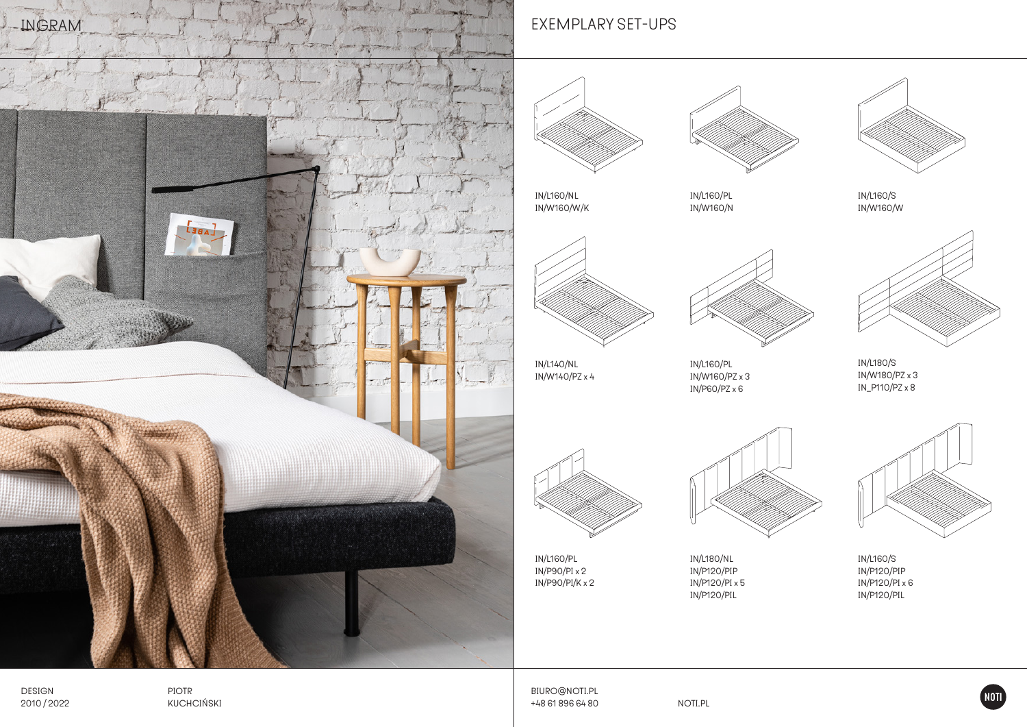# INGRAM

## EXEMPLARY SET-UPS

IN/L160/NL
IN/W160/W/K

IN/L160/PL
IN/W160/N

IN/L160/S
IN/W160/W

IN/L140/NL
IN/W140/PZ x 4

IN/L160/PL
IN/W160/PZ x 3
IN/P60/PZ x 6

IN/L180/S
IN/W180/PZ x 3
IN_P110/PZ x 8

IN/L160/PL
IN/P90/PI x 2
IN/P90/PI/K x 2

IN/L180/NL
IN/P120/PIP
IN/P120/PI x 5
IN/P120/PIL

IN/L160/S
IN/P120/PIP
IN/P120/PI x 6
IN/P120/PIL

DESIGN
2010 / 2022

PIOTR
KUCHCIŃSKI

BIURO@NOTI.PL
+48 61 896 64 80

NOTI.PL

NOTI